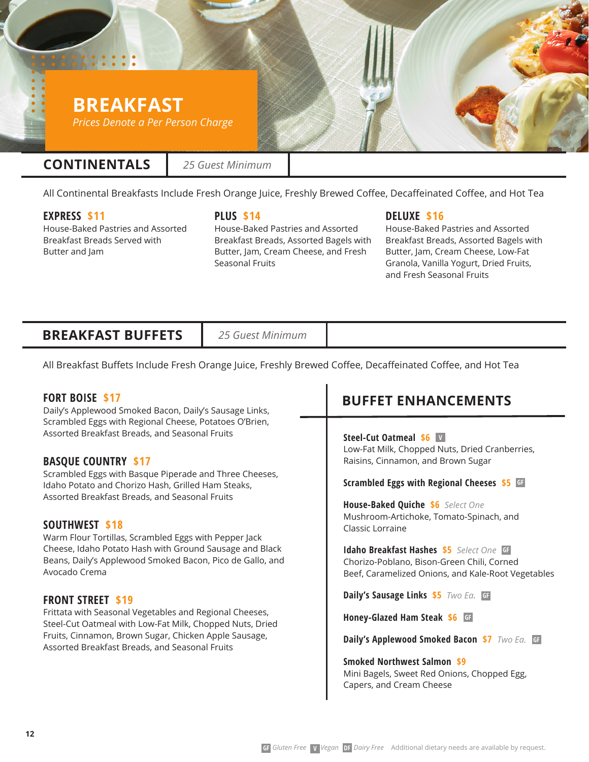# BREAKFAST

*Prices Denote a Per Person Charge*

## CONTINENTALS

*25 Guest Minimum*

All Continental Breakfasts Include Fresh Orange Juice, Freshly Brewed Coffee, Decaffeinated Coffee, and Hot Tea

### EXPRESS $11

House-Baked Pastries and Assorted Breakfast Breads Served with Butter and Jam

### PLUS $14

House-Baked Pastries and Assorted Breakfast Breads, Assorted Bagels with Butter, Jam, Cream Cheese, and Fresh Seasonal Fruits

### DELUXE $16

House-Baked Pastries and Assorted Breakfast Breads, Assorted Bagels with Butter, Jam, Cream Cheese, Low-Fat Granola, Vanilla Yogurt, Dried Fruits, and Fresh Seasonal Fruits

## BREAKFAST BUFFETS

*25 Guest Minimum*

All Breakfast Buffets Include Fresh Orange Juice, Freshly Brewed Coffee, Decaffeinated Coffee, and Hot Tea

### FORT BOISE $17

Daily's Applewood Smoked Bacon, Daily's Sausage Links, Scrambled Eggs with Regional Cheese, Potatoes O'Brien, Assorted Breakfast Breads, and Seasonal Fruits

### BASQUE COUNTRY $17

Scrambled Eggs with Basque Piperade and Three Cheeses, Idaho Potato and Chorizo Hash, Grilled Ham Steaks, Assorted Breakfast Breads, and Seasonal Fruits

### SOUTHWEST $18

Warm Flour Tortillas, Scrambled Eggs with Pepper Jack Cheese, Idaho Potato Hash with Ground Sausage and Black Beans, Daily's Applewood Smoked Bacon, Pico de Gallo, and Avocado Crema

### FRONT STREET $19

Frittata with Seasonal Vegetables and Regional Cheeses, Steel-Cut Oatmeal with Low-Fat Milk, Chopped Nuts, Dried Fruits, Cinnamon, Brown Sugar, Chicken Apple Sausage, Assorted Breakfast Breads, and Seasonal Fruits

## BUFFET ENHANCEMENTS

**Steel-Cut Oatmeal $6** V
Low-Fat Milk, Chopped Nuts, Dried Cranberries, Raisins, Cinnamon, and Brown Sugar

**Scrambled Eggs with Regional Cheeses $5** GF

**House-Baked Quiche $6** *Select One*
Mushroom-Artichoke, Tomato-Spinach, and Classic Lorraine

**Idaho Breakfast Hashes $5** *Select One* GF
Chorizo-Poblano, Bison-Green Chili, Corned Beef, Caramelized Onions, and Kale-Root Vegetables

**Daily's Sausage Links $5** *Two Ea.* GF

**Honey-Glazed Ham Steak $6** GF

**Daily's Applewood Smoked Bacon $7** *Two Ea.* GF

**Smoked Northwest Salmon $9**
Mini Bagels, Sweet Red Onions, Chopped Egg, Capers, and Cream Cheese

GF *Gluten Free* V *Vegan* DF *Dairy Free* Additional dietary needs are available by request.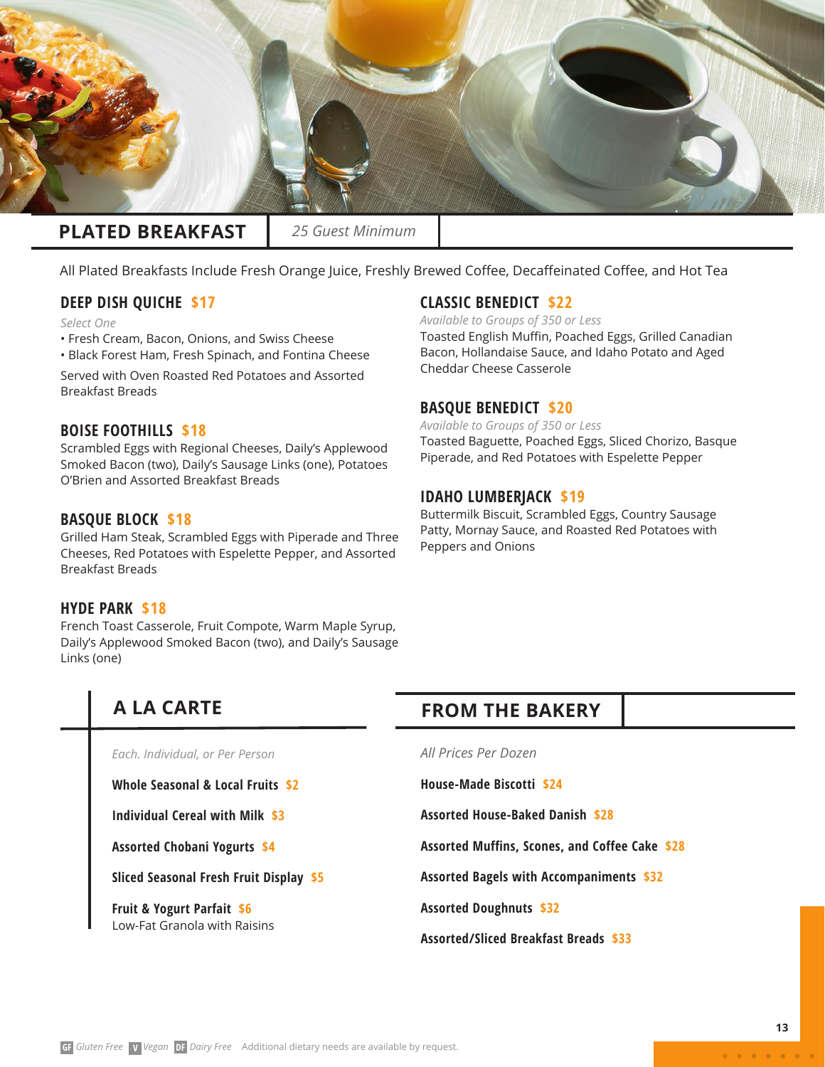## PLATED BREAKFAST

*25 Guest Minimum*

All Plated Breakfasts Include Fresh Orange Juice, Freshly Brewed Coffee, Decaffeinated Coffee, and Hot Tea

### DEEP DISH QUICHE $17

*Select One*

- Fresh Cream, Bacon, Onions, and Swiss Cheese
- Black Forest Ham, Fresh Spinach, and Fontina Cheese

Served with Oven Roasted Red Potatoes and Assorted Breakfast Breads

### BOISE FOOTHILLS $18

Scrambled Eggs with Regional Cheeses, Daily's Applewood Smoked Bacon (two), Daily's Sausage Links (one), Potatoes O'Brien and Assorted Breakfast Breads

### BASQUE BLOCK $18

Grilled Ham Steak, Scrambled Eggs with Piperade and Three Cheeses, Red Potatoes with Espelette Pepper, and Assorted Breakfast Breads

### HYDE PARK $18

French Toast Casserole, Fruit Compote, Warm Maple Syrup, Daily's Applewood Smoked Bacon (two), and Daily's Sausage Links (one)

### CLASSIC BENEDICT $22

*Available to Groups of 350 or Less*

Toasted English Muffin, Poached Eggs, Grilled Canadian Bacon, Hollandaise Sauce, and Idaho Potato and Aged Cheddar Cheese Casserole

### BASQUE BENEDICT $20

*Available to Groups of 350 or Less*

Toasted Baguette, Poached Eggs, Sliced Chorizo, Basque Piperade, and Red Potatoes with Espelette Pepper

### IDAHO LUMBERJACK $19

Buttermilk Biscuit, Scrambled Eggs, Country Sausage Patty, Mornay Sauce, and Roasted Red Potatoes with Peppers and Onions

## A LA CARTE

*Each. Individual, or Per Person*

**Whole Seasonal & Local Fruits** $2

**Individual Cereal with Milk** $3

**Assorted Chobani Yogurts** $4

**Sliced Seasonal Fresh Fruit Display** $5

**Fruit & Yogurt Parfait** $6
Low-Fat Granola with Raisins

## FROM THE BAKERY

*All Prices Per Dozen*

**House-Made Biscotti** $24

**Assorted House-Baked Danish** $28

**Assorted Muffins, Scones, and Coffee Cake** $28

**Assorted Bagels with Accompaniments** $32

**Assorted Doughnuts** $32

**Assorted/Sliced Breakfast Breads** $33

GF *Gluten Free* V *Vegan* DF *Dairy Free* Additional dietary needs are available by request.